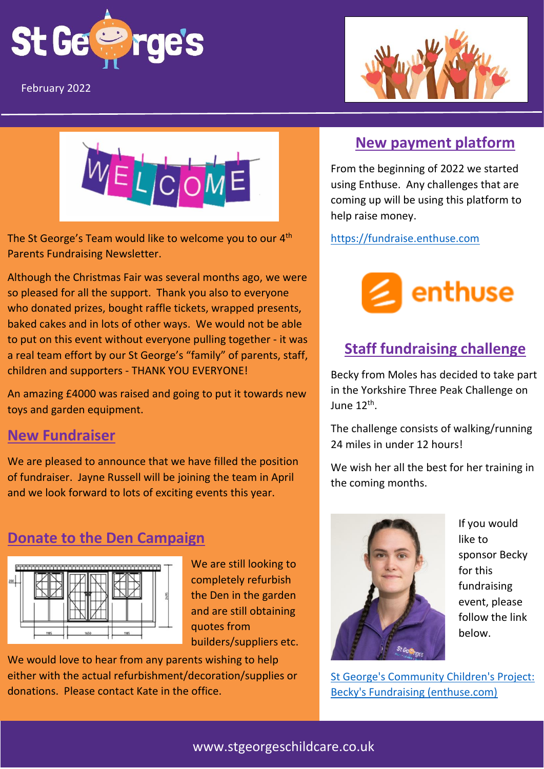St George's

February 2022

The St George's Team would like to welcome you to our 4th Parents Fundraising Newsletter.

Although the Christmas Fair was several months ago, we were so pleased for all the support. Thank you also to everyone who donated prizes, bought raffle tickets, wrapped presents, baked cakes and in lots of other ways. We would not be able to put on this event without everyone pulling together - it was a real team effort by our St George's "family" of parents, staff, children and supporters - THANK YOU EVERYONE!

An amazing £4000 was raised and going to put it towards new toys and garden equipment.

## New Fundraiser

We are pleased to announce that we have filled the position of fundraiser. Jayne Russell will be joining the team in April and we look forward to lots of exciting events this year.

## Donate to the Den Campaign

We are still looking to completely refurbish the Den in the garden and are still obtaining quotes from builders/suppliers etc.

We would love to hear from any parents wishing to help either with the actual refurbishment/decoration/supplies or donations. Please contact Kate in the office.

## New payment platform

From the beginning of 2022 we started using Enthuse. Any challenges that are coming up will be using this platform to help raise money.

https://fundraise.enthuse.com

## Staff fundraising challenge

Becky from Moles has decided to take part in the Yorkshire Three Peak Challenge on June 12th.

The challenge consists of walking/running 24 miles in under 12 hours!

We wish her all the best for her training in the coming months.

If you would like to sponsor Becky for this fundraising event, please follow the link below.

St George's Community Children's Project: Becky's Fundraising (enthuse.com)

www.stgeorgeschildcare.co.uk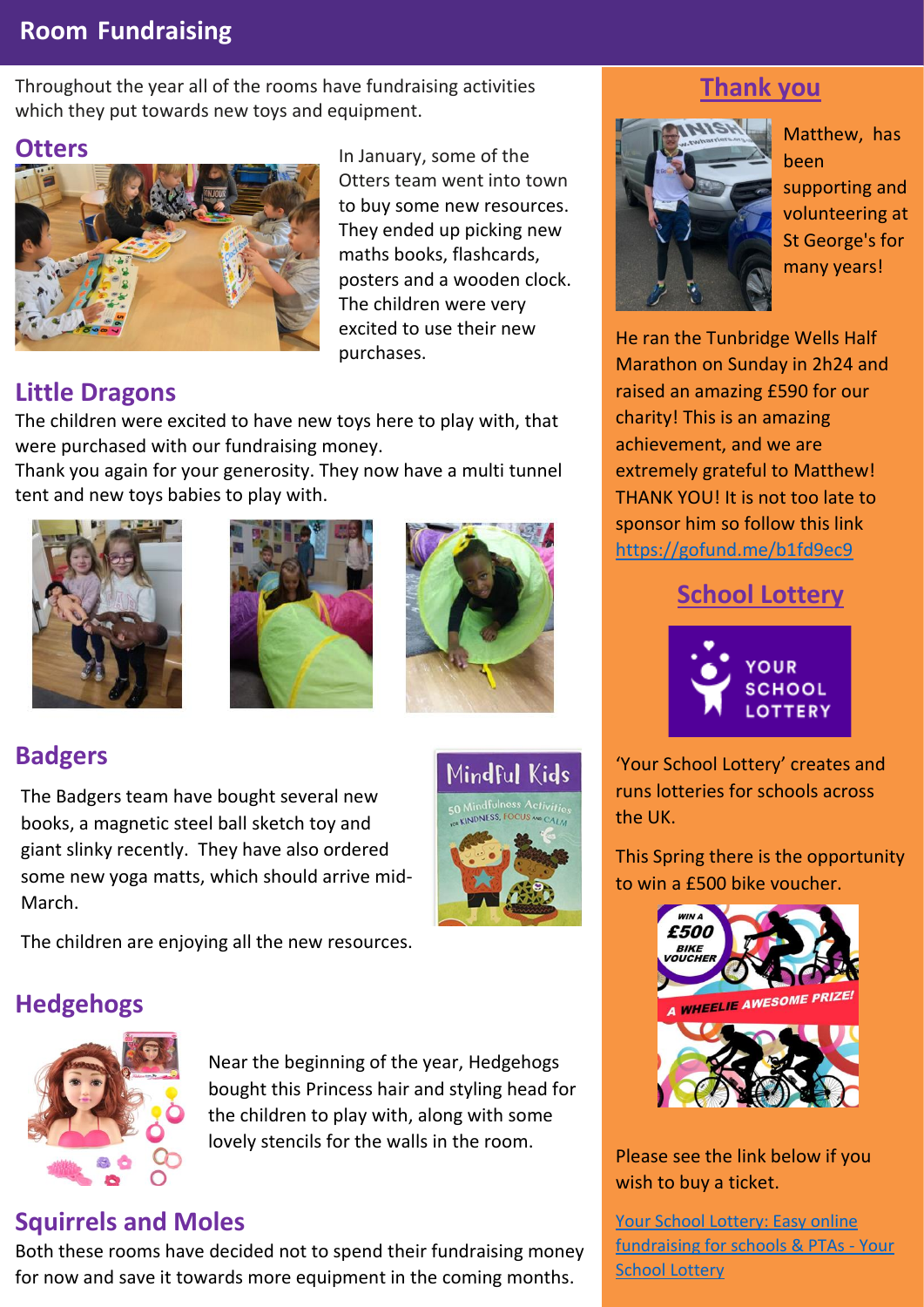# Room Fundraising

Throughout the year all of the rooms have fundraising activities which they put towards new toys and equipment.

## Otters

In January, some of the Otters team went into town to buy some new resources. They ended up picking new maths books, flashcards, posters and a wooden clock. The children were very excited to use their new purchases.

## Little Dragons

The children were excited to have new toys here to play with, that were purchased with our fundraising money.
Thank you again for your generosity. They now have a multi tunnel tent and new toys babies to play with.

## Badgers

The Badgers team have bought several new books, a magnetic steel ball sketch toy and giant slinky recently. They have also ordered some new yoga matts, which should arrive mid-March.

The children are enjoying all the new resources.

## Hedgehogs

Near the beginning of the year, Hedgehogs bought this Princess hair and styling head for the children to play with, along with some lovely stencils for the walls in the room.

## Squirrels and Moles

Both these rooms have decided not to spend their fundraising money for now and save it towards more equipment in the coming months.

## Thank you

Matthew, has been supporting and volunteering at St George's for many years!

He ran the Tunbridge Wells Half Marathon on Sunday in 2h24 and raised an amazing £590 for our charity! This is an amazing achievement, and we are extremely grateful to Matthew! THANK YOU! It is not too late to sponsor him so follow this link https://gofund.me/b1fd9ec9

## School Lottery

'Your School Lottery' creates and runs lotteries for schools across the UK.

This Spring there is the opportunity to win a £500 bike voucher.

Please see the link below if you wish to buy a ticket.

Your School Lottery: Easy online fundraising for schools & PTAs - Your School Lottery